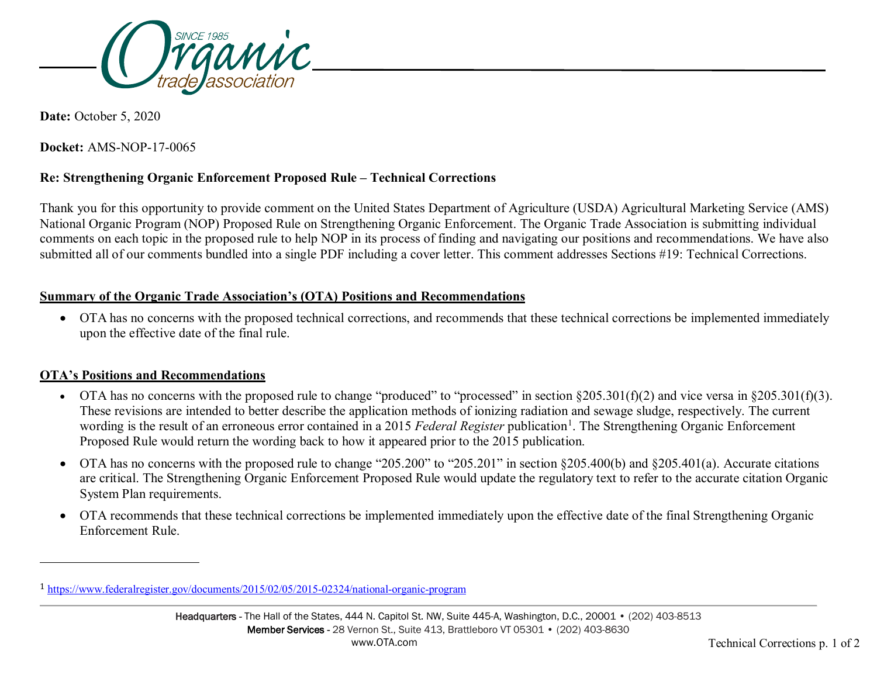**Date:** October 5, 2020

**Docket:** AMS-NOP-17-0065

**Re: Strengthening Organic Enforcement Proposed Rule – Technical Corrections**

Thank you for this opportunity to provide comment on the United States Department of Agriculture (USDA) Agricultural Marketing Service (AMS) National Organic Program (NOP) Proposed Rule on Strengthening Organic Enforcement. The Organic Trade Association is submitting individual comments on each topic in the proposed rule to help NOP in its process of finding and navigating our positions and recommendations. We have also submitted all of our comments bundled into a single PDF including a cover letter. This comment addresses Sections #19: Technical Corrections.

## Summary of the Organic Trade Association's (OTA) Positions and Recommendations

- OTA has no concerns with the proposed technical corrections, and recommends that these technical corrections be implemented immediately upon the effective date of the final rule.

## OTA's Positions and Recommendations

- OTA has no concerns with the proposed rule to change "produced" to "processed" in section §205.301(f)(2) and vice versa in §205.301(f)(3). These revisions are intended to better describe the application methods of ionizing radiation and sewage sludge, respectively. The current wording is the result of an erroneous error contained in a 2015 *Federal Register* publication[1]. The Strengthening Organic Enforcement Proposed Rule would return the wording back to how it appeared prior to the 2015 publication.
- OTA has no concerns with the proposed rule to change "205.200" to "205.201" in section §205.400(b) and §205.401(a). Accurate citations are critical. The Strengthening Organic Enforcement Proposed Rule would update the regulatory text to refer to the accurate citation Organic System Plan requirements.
- OTA recommends that these technical corrections be implemented immediately upon the effective date of the final Strengthening Organic Enforcement Rule.

---

[1] https://www.federalregister.gov/documents/2015/02/05/2015-02324/national-organic-program

Headquarters - The Hall of the States, 444 N. Capitol St. NW, Suite 445-A, Washington, D.C., 20001 • (202) 403-8513
Member Services - 28 Vernon St., Suite 413, Brattleboro VT 05301 • (202) 403-8630
www.OTA.com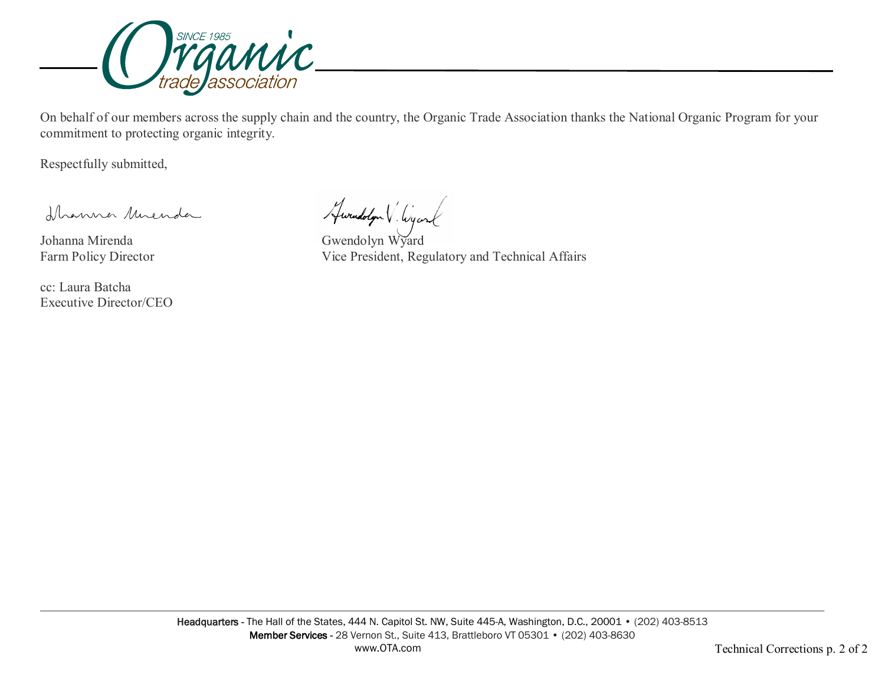On behalf of our members across the supply chain and the country, the Organic Trade Association thanks the National Organic Program for your commitment to protecting organic integrity.

Respectfully submitted,

Johanna Mirenda
Farm Policy Director

Gwendolyn Wyard
Vice President, Regulatory and Technical Affairs

cc: Laura Batcha
Executive Director/CEO